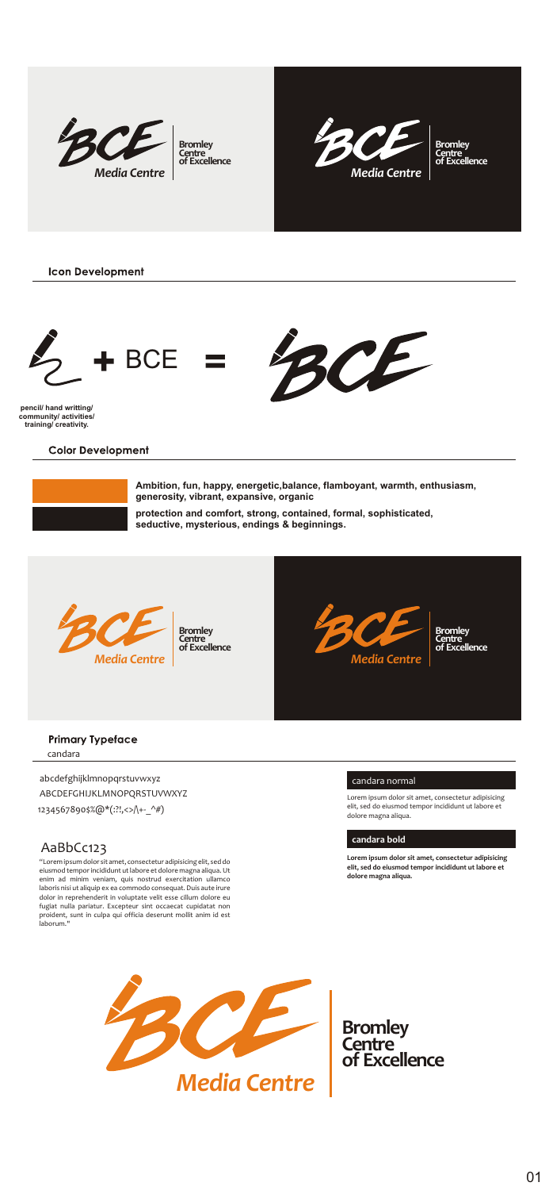BCE Media Centre | Bromley Centre of Excellence

BCE Media Centre | Bromley Centre of Excellence

## Icon Development

BCE + BCE = BCE

**pencil/ hand writting/ community/ activities/ training/ creativity.**

## Color Development

**Ambition, fun, happy, energetic,balance, flamboyant, warmth, enthusiasm, generosity, vibrant, expansive, organic**

**protection and comfort, strong, contained, formal, sophisticated, seductive, mysterious, endings & beginnings.**

BCE Media Centre | Bromley Centre of Excellence

BCE Media Centre | Bromley Centre of Excellence

## Primary Typeface

candara

abcdefghijklmnopqrstuvwxyz
ABCDEFGHIJKLMNOPQRSTUVWXYZ
1234567890$%@*(:?!,<>/\+-_^#)

AaBbCc123

"Lorem ipsum dolor sit amet, consectetur adipisicing elit, sed do eiusmod tempor incididunt ut labore et dolore magna aliqua. Ut enim ad minim veniam, quis nostrud exercitation ullamco laboris nisi ut aliquip ex ea commodo consequat. Duis aute irure dolor in reprehenderit in voluptate velit esse cillum dolore eu fugiat nulla pariatur. Excepteur sint occaecat cupidatat non proident, sunt in culpa qui officia deserunt mollit anim id est laborum."

### candara normal

Lorem ipsum dolor sit amet, consectetur adipisicing elit, sed do eiusmod tempor incididunt ut labore et dolore magna aliqua.

### candara bold

**Lorem ipsum dolor sit amet, consectetur adipisicing elit, sed do eiusmod tempor incididunt ut labore et dolore magna aliqua.**

BCE Media Centre | Bromley Centre of Excellence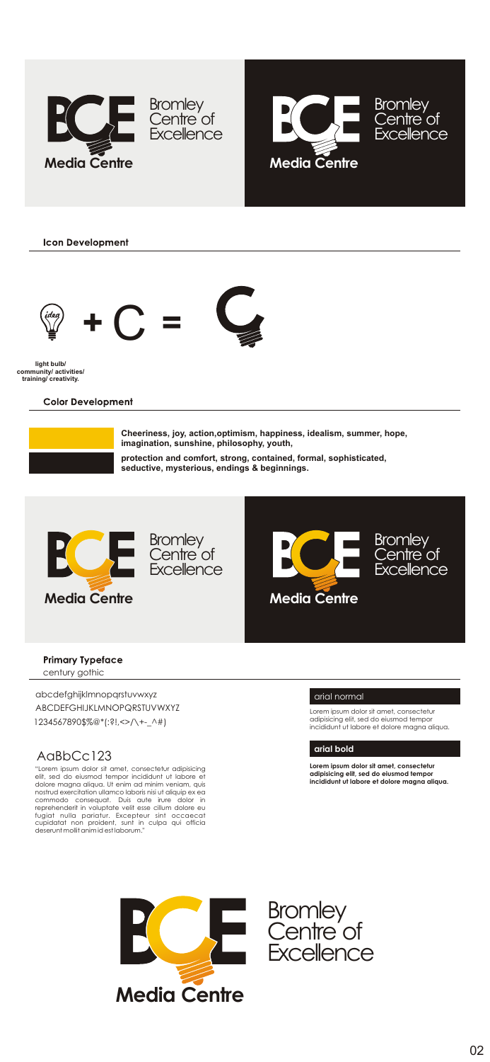Bromley Centre of Excellence

Media Centre

Bromley Centre of Excellence

Media Centre

## Icon Development

+ C =

**light bulb/ community/ activities/ training/ creativity.**

## Color Development

**Cheeriness, joy, action,optimism, happiness, idealism, summer, hope, imagination, sunshine, philosophy, youth,**

**protection and comfort, strong, contained, formal, sophisticated, seductive, mysterious, endings & beginnings.**

Bromley Centre of Excellence

Media Centre

Bromley Centre of Excellence

Media Centre

## Primary Typeface

century gothic

abcdefghijklmnopqrstuvwxyz
ABCDEFGHIJKLMNOPQRSTUVWXYZ
1234567890$%@*(:?!,<>/\+-_^#)

AaBbCc123

"Lorem ipsum dolor sit amet, consectetur adipisicing elit, sed do eiusmod tempor incididunt ut labore et dolore magna aliqua. Ut enim ad minim veniam, quis nostrud exercitation ullamco laboris nisi ut aliquip ex ea commodo consequat. Duis aute irure dolor in reprehenderit in voluptate velit esse cillum dolore eu fugiat nulla pariatur. Excepteur sint occaecat cupidatat non proident, sunt in culpa qui officia deserunt mollit anim id est laborum."

arial normal

Lorem ipsum dolor sit amet, consectetur adipisicing elit, sed do eiusmod tempor incididunt ut labore et dolore magna aliqua.

**arial bold**

**Lorem ipsum dolor sit amet, consectetur adipisicing elit, sed do eiusmod tempor incididunt ut labore et dolore magna aliqua.**

Bromley Centre of Excellence

Media Centre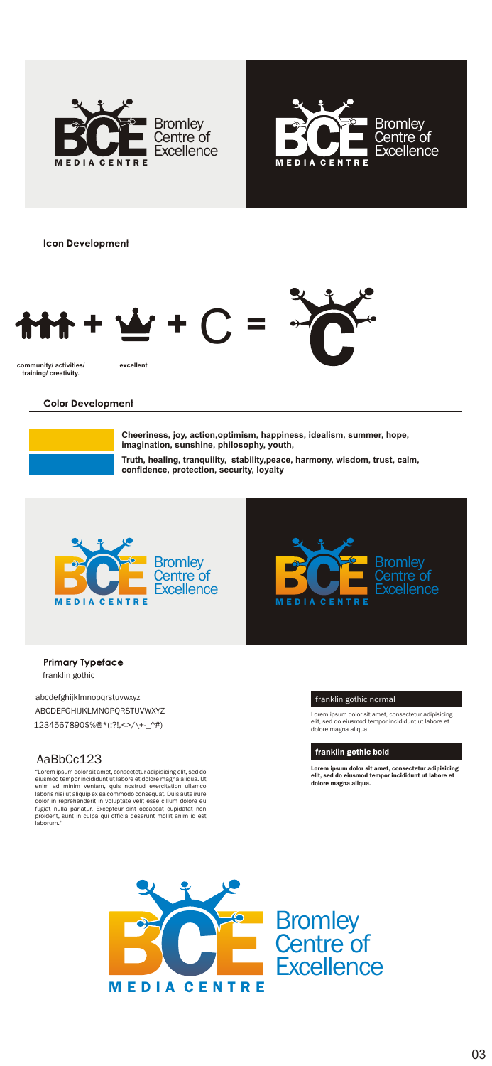Bromley Centre of Excellence

MEDIA CENTRE

Bromley Centre of Excellence

MEDIA CENTRE

### Icon Development

+ + C =

community/ activities/ training/ creativity.

excellent

### Color Development

**Cheeriness, joy, action,optimism, happiness, idealism, summer, hope, imagination, sunshine, philosophy, youth,**

**Truth, healing, tranquility, stability,peace, harmony, wisdom, trust, calm, confidence, protection, security, loyalty**

Bromley Centre of Excellence

MEDIA CENTRE

Bromley Centre of Excellence

MEDIA CENTRE

### Primary Typeface

franklin gothic

abcdefghijklmnopqrstuvwxyz

ABCDEFGHIJKLMNOPQRSTUVWXYZ

1234567890$%@*(:?!,<>/\+-_^#)

AaBbCc123

"Lorem ipsum dolor sit amet, consectetur adipisicing elit, sed do eiusmod tempor incididunt ut labore et dolore magna aliqua. Ut enim ad minim veniam, quis nostrud exercitation ullamco laboris nisi ut aliquip ex ea commodo consequat. Duis aute irure dolor in reprehenderit in voluptate velit esse cillum dolore eu fugiat nulla pariatur. Excepteur sint occaecat cupidatat non proident, sunt in culpa qui officia deserunt mollit anim id est laborum."

franklin gothic normal

Lorem ipsum dolor sit amet, consectetur adipisicing elit, sed do eiusmod tempor incididunt ut labore et dolore magna aliqua.

**franklin gothic bold**

**Lorem ipsum dolor sit amet, consectetur adipisicing elit, sed do eiusmod tempor incididunt ut labore et dolore magna aliqua.**

Bromley Centre of Excellence

MEDIA CENTRE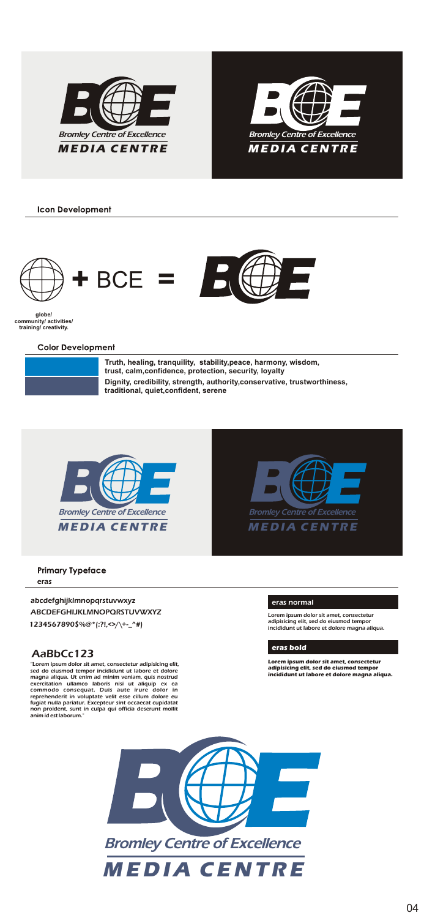Bromley Centre of Excellence

MEDIA CENTRE

Bromley Centre of Excellence

MEDIA CENTRE

## Icon Development

+ BCE =

globe/
community/ activities/
training/ creativity.

## Color Development

**Truth, healing, tranquility, stability,peace, harmony, wisdom, trust, calm,confidence, protection, security, loyalty**

**Dignity, credibility, strength, authority,conservative, trustworthiness, traditional, quiet,confident, serene**

Bromley Centre of Excellence

MEDIA CENTRE

Bromley Centre of Excellence

MEDIA CENTRE

## Primary Typeface

eras

abcdefghijklmnopqrstuvwxyz
ABCDEFGHIJKLMNOPQRSTUVWXYZ
1234567890$%@*(:?!,<>/\+-_^#)

AaBbCc123

"Lorem ipsum dolor sit amet, consectetur adipisicing elit, sed do eiusmod tempor incididunt ut labore et dolore magna aliqua. Ut enim ad minim veniam, quis nostrud exercitation ullamco laboris nisi ut aliquip ex ea commodo consequat. Duis aute irure dolor in reprehenderit in voluptate velit esse cillum dolore eu fugiat nulla pariatur. Excepteur sint occaecat cupidatat non proident, sunt in culpa qui officia deserunt mollit anim id est laborum."

### eras normal

Lorem ipsum dolor sit amet, consectetur adipisicing elit, sed do eiusmod tempor incididunt ut labore et dolore magna aliqua.

### eras bold

**Lorem ipsum dolor sit amet, consectetur adipisicing elit, sed do eiusmod tempor incididunt ut labore et dolore magna aliqua.**

Bromley Centre of Excellence

MEDIA CENTRE